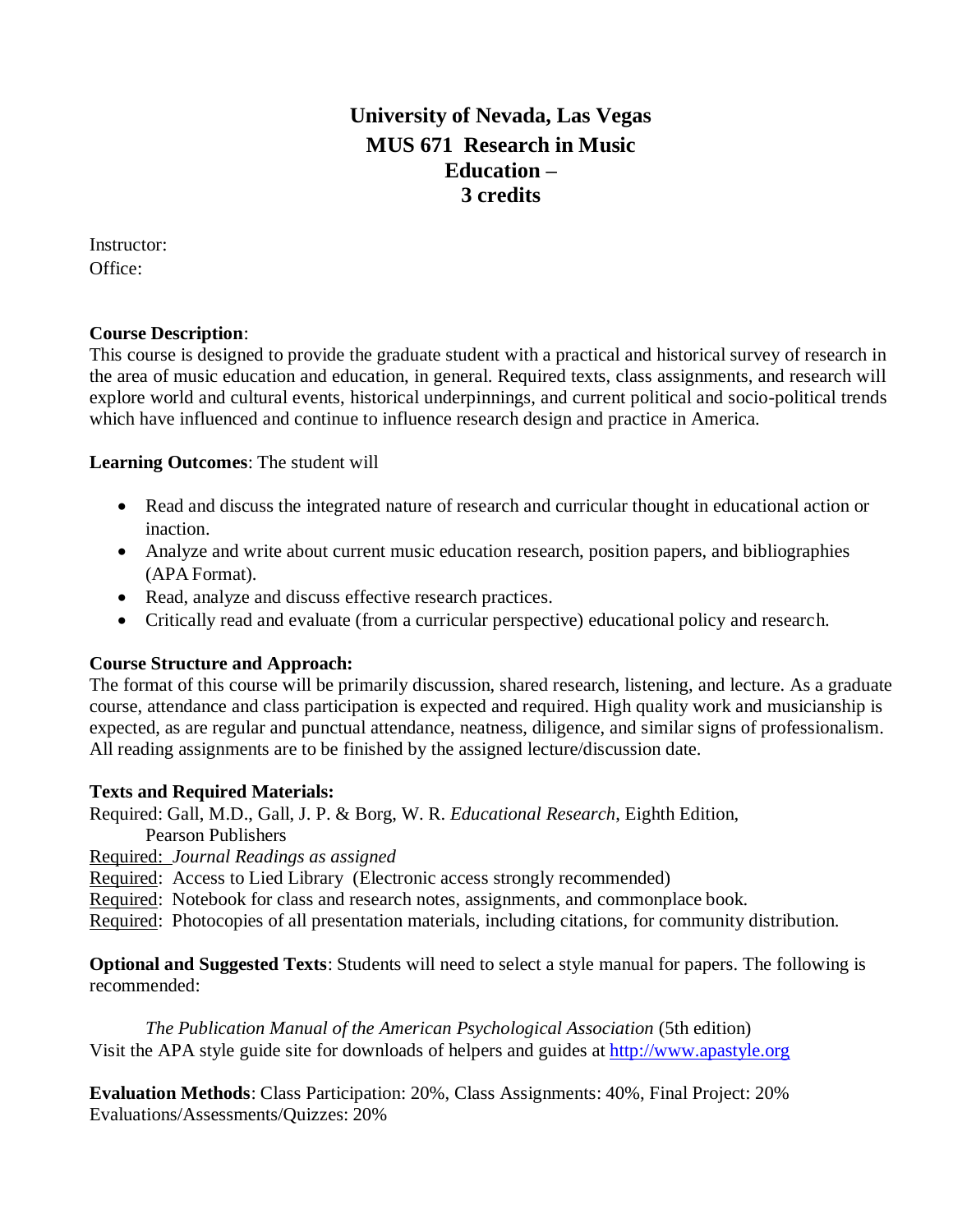# University of Nevada, Las Vegas
# MUS 671 Research in Music Education –
# 3 credits

Instructor:
Office:

**Course Description**:
This course is designed to provide the graduate student with a practical and historical survey of research in the area of music education and education, in general. Required texts, class assignments, and research will explore world and cultural events, historical underpinnings, and current political and socio-political trends which have influenced and continue to influence research design and practice in America.

**Learning Outcomes**: The student will

- Read and discuss the integrated nature of research and curricular thought in educational action or inaction.
- Analyze and write about current music education research, position papers, and bibliographies (APA Format).
- Read, analyze and discuss effective research practices.
- Critically read and evaluate (from a curricular perspective) educational policy and research.

**Course Structure and Approach:**
The format of this course will be primarily discussion, shared research, listening, and lecture. As a graduate course, attendance and class participation is expected and required. High quality work and musicianship is expected, as are regular and punctual attendance, neatness, diligence, and similar signs of professionalism. All reading assignments are to be finished by the assigned lecture/discussion date.

**Texts and Required Materials:**
Required: Gall, M.D., Gall, J. P. & Borg, W. R. *Educational Research*, Eighth Edition, Pearson Publishers
Required: *Journal Readings as assigned*
Required: Access to Lied Library (Electronic access strongly recommended)
Required: Notebook for class and research notes, assignments, and commonplace book.
Required: Photocopies of all presentation materials, including citations, for community distribution.

**Optional and Suggested Texts**: Students will need to select a style manual for papers. The following is recommended:

*The Publication Manual of the American Psychological Association* (5th edition)
Visit the APA style guide site for downloads of helpers and guides at http://www.apastyle.org

**Evaluation Methods**: Class Participation: 20%, Class Assignments: 40%, Final Project: 20%
Evaluations/Assessments/Quizzes: 20%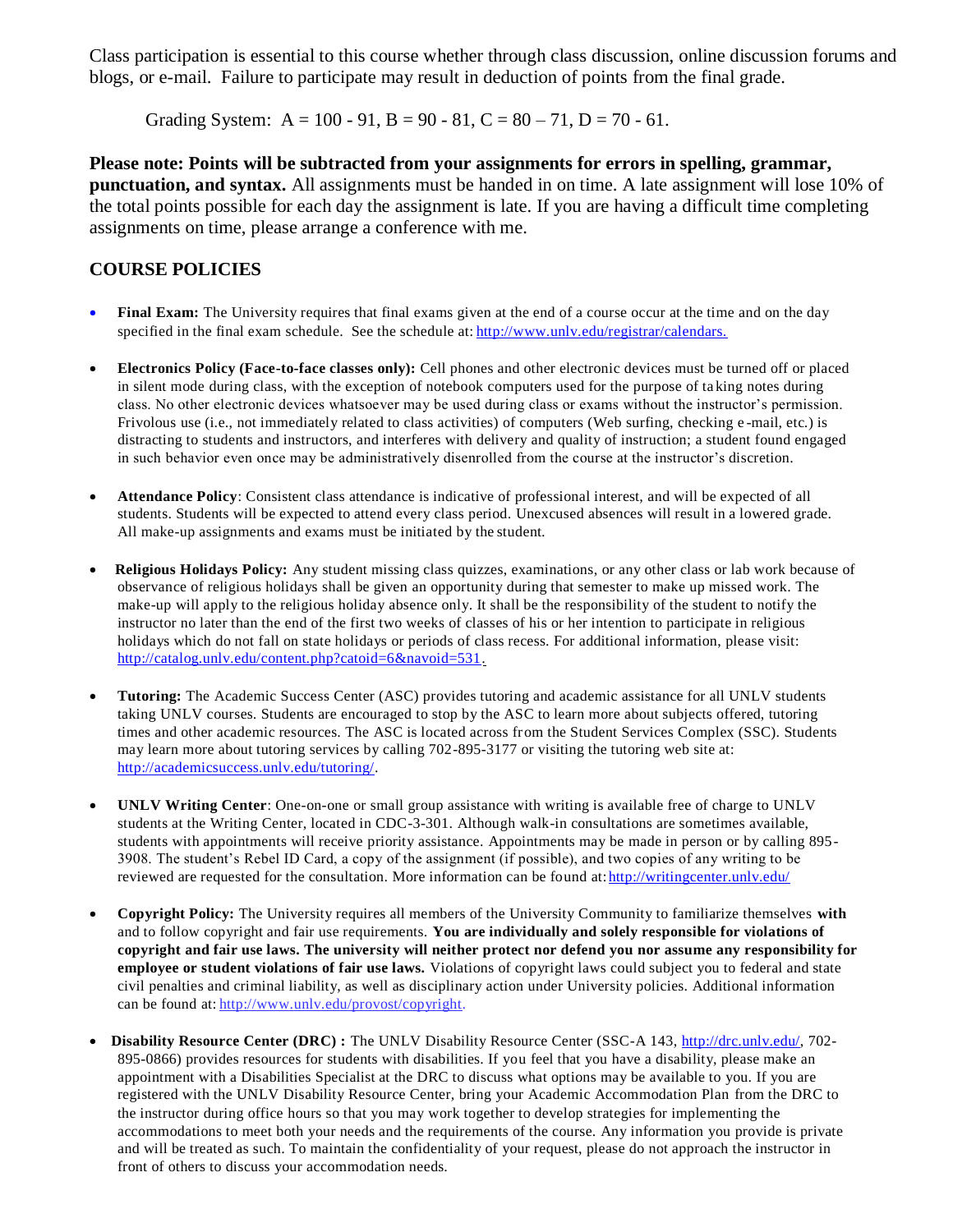Class participation is essential to this course whether through class discussion, online discussion forums and blogs, or e-mail. Failure to participate may result in deduction of points from the final grade.

Grading System: A = 100 - 91, B = 90 - 81, C = 80 – 71, D = 70 - 61.

**Please note: Points will be subtracted from your assignments for errors in spelling, grammar, punctuation, and syntax.** All assignments must be handed in on time. A late assignment will lose 10% of the total points possible for each day the assignment is late. If you are having a difficult time completing assignments on time, please arrange a conference with me.

## COURSE POLICIES

- **Final Exam:** The University requires that final exams given at the end of a course occur at the time and on the day specified in the final exam schedule. See the schedule at: http://www.unlv.edu/registrar/calendars.

- **Electronics Policy (Face-to-face classes only):** Cell phones and other electronic devices must be turned off or placed in silent mode during class, with the exception of notebook computers used for the purpose of taking notes during class. No other electronic devices whatsoever may be used during class or exams without the instructor's permission. Frivolous use (i.e., not immediately related to class activities) of computers (Web surfing, checking e-mail, etc.) is distracting to students and instructors, and interferes with delivery and quality of instruction; a student found engaged in such behavior even once may be administratively disenrolled from the course at the instructor's discretion.

- **Attendance Policy**: Consistent class attendance is indicative of professional interest, and will be expected of all students. Students will be expected to attend every class period. Unexcused absences will result in a lowered grade. All make-up assignments and exams must be initiated by the student.

- **Religious Holidays Policy:** Any student missing class quizzes, examinations, or any other class or lab work because of observance of religious holidays shall be given an opportunity during that semester to make up missed work. The make-up will apply to the religious holiday absence only. It shall be the responsibility of the student to notify the instructor no later than the end of the first two weeks of classes of his or her intention to participate in religious holidays which do not fall on state holidays or periods of class recess. For additional information, please visit: http://catalog.unlv.edu/content.php?catoid=6&navoid=531.

- **Tutoring:** The Academic Success Center (ASC) provides tutoring and academic assistance for all UNLV students taking UNLV courses. Students are encouraged to stop by the ASC to learn more about subjects offered, tutoring times and other academic resources. The ASC is located across from the Student Services Complex (SSC). Students may learn more about tutoring services by calling 702-895-3177 or visiting the tutoring web site at: http://academicsuccess.unlv.edu/tutoring/.

- **UNLV Writing Center**: One-on-one or small group assistance with writing is available free of charge to UNLV students at the Writing Center, located in CDC-3-301. Although walk-in consultations are sometimes available, students with appointments will receive priority assistance. Appointments may be made in person or by calling 895-3908. The student's Rebel ID Card, a copy of the assignment (if possible), and two copies of any writing to be reviewed are requested for the consultation. More information can be found at: http://writingcenter.unlv.edu/

- **Copyright Policy:** The University requires all members of the University Community to familiarize themselves **with** and to follow copyright and fair use requirements. **You are individually and solely responsible for violations of copyright and fair use laws. The university will neither protect nor defend you nor assume any responsibility for employee or student violations of fair use laws.** Violations of copyright laws could subject you to federal and state civil penalties and criminal liability, as well as disciplinary action under University policies. Additional information can be found at: http://www.unlv.edu/provost/copyright.

- **Disability Resource Center (DRC) :** The UNLV Disability Resource Center (SSC-A 143, http://drc.unlv.edu/, 702-895-0866) provides resources for students with disabilities. If you feel that you have a disability, please make an appointment with a Disabilities Specialist at the DRC to discuss what options may be available to you. If you are registered with the UNLV Disability Resource Center, bring your Academic Accommodation Plan from the DRC to the instructor during office hours so that you may work together to develop strategies for implementing the accommodations to meet both your needs and the requirements of the course. Any information you provide is private and will be treated as such. To maintain the confidentiality of your request, please do not approach the instructor in front of others to discuss your accommodation needs.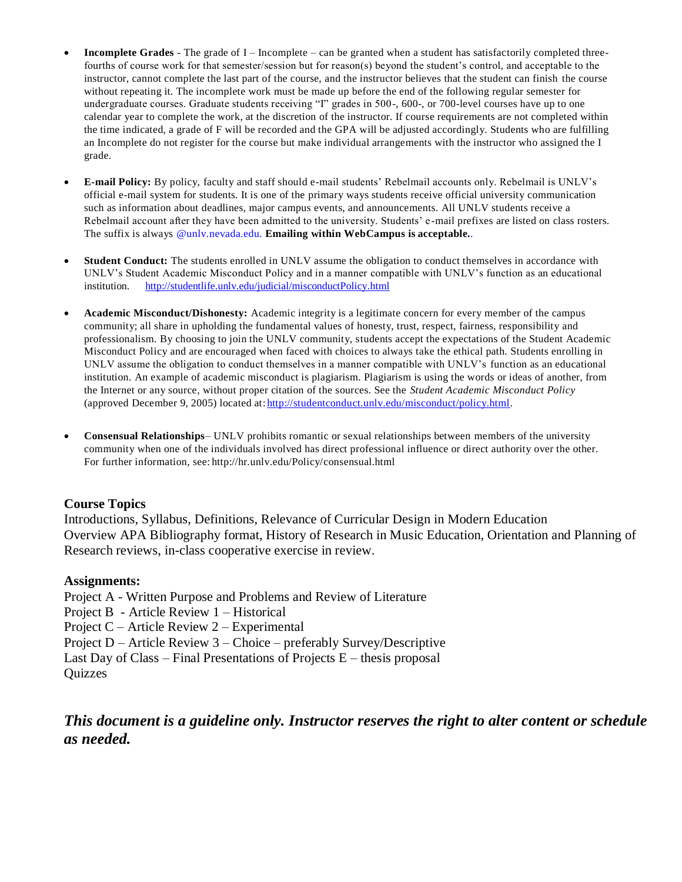- **Incomplete Grades** - The grade of I – Incomplete – can be granted when a student has satisfactorily completed three-fourths of course work for that semester/session but for reason(s) beyond the student's control, and acceptable to the instructor, cannot complete the last part of the course, and the instructor believes that the student can finish the course without repeating it. The incomplete work must be made up before the end of the following regular semester for undergraduate courses. Graduate students receiving "I" grades in 500-, 600-, or 700-level courses have up to one calendar year to complete the work, at the discretion of the instructor. If course requirements are not completed within the time indicated, a grade of F will be recorded and the GPA will be adjusted accordingly. Students who are fulfilling an Incomplete do not register for the course but make individual arrangements with the instructor who assigned the I grade.

- **E-mail Policy:** By policy, faculty and staff should e-mail students' Rebelmail accounts only. Rebelmail is UNLV's official e-mail system for students. It is one of the primary ways students receive official university communication such as information about deadlines, major campus events, and announcements. All UNLV students receive a Rebelmail account after they have been admitted to the university. Students' e-mail prefixes are listed on class rosters. The suffix is always @unlv.nevada.edu. **Emailing within WebCampus is acceptable.**.

- **Student Conduct:** The students enrolled in UNLV assume the obligation to conduct themselves in accordance with UNLV's Student Academic Misconduct Policy and in a manner compatible with UNLV's function as an educational institution. http://studentlife.unlv.edu/judicial/misconductPolicy.html

- **Academic Misconduct/Dishonesty:** Academic integrity is a legitimate concern for every member of the campus community; all share in upholding the fundamental values of honesty, trust, respect, fairness, responsibility and professionalism. By choosing to join the UNLV community, students accept the expectations of the Student Academic Misconduct Policy and are encouraged when faced with choices to always take the ethical path. Students enrolling in UNLV assume the obligation to conduct themselves in a manner compatible with UNLV's function as an educational institution. An example of academic misconduct is plagiarism. Plagiarism is using the words or ideas of another, from the Internet or any source, without proper citation of the sources. See the *Student Academic Misconduct Policy* (approved December 9, 2005) located at: http://studentconduct.unlv.edu/misconduct/policy.html.

- **Consensual Relationships**– UNLV prohibits romantic or sexual relationships between members of the university community when one of the individuals involved has direct professional influence or direct authority over the other. For further information, see: http://hr.unlv.edu/Policy/consensual.html

## Course Topics

Introductions, Syllabus, Definitions, Relevance of Curricular Design in Modern Education
Overview APA Bibliography format, History of Research in Music Education, Orientation and Planning of Research reviews, in-class cooperative exercise in review.

## Assignments:

Project A - Written Purpose and Problems and Review of Literature
Project B - Article Review 1 – Historical
Project C – Article Review 2 – Experimental
Project D – Article Review 3 – Choice – preferably Survey/Descriptive
Last Day of Class – Final Presentations of Projects E – thesis proposal
Quizzes

***This document is a guideline only. Instructor reserves the right to alter content or schedule as needed.***